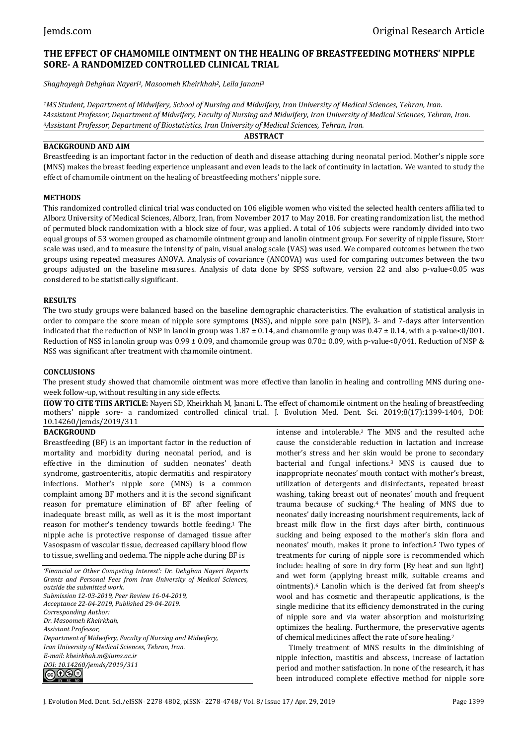# THE EFFECT OF CHAMOMILE OINTMENT ON THE HEALING OF BREASTFEEDING MOTHERS' NIPPLE SORE- A RANDOMIZED CONTROLLED CLINICAL TRIAL

*Shaghayegh Dehghan Nayeri[1], Masoomeh Kheirkhah[2], Leila Janani[3]*

*[1]MS Student, Department of Midwifery, School of Nursing and Midwifery, Iran University of Medical Sciences, Tehran, Iran.*
*[2]Assistant Professor, Department of Midwifery, Faculty of Nursing and Midwifery, Iran University of Medical Sciences, Tehran, Iran.*
*[3]Assistant Professor, Department of Biostatistics, Iran University of Medical Sciences, Tehran, Iran.*

## ABSTRACT

### BACKGROUND AND AIM

Breastfeeding is an important factor in the reduction of death and disease attaching during neonatal period. Mother's nipple sore (MNS) makes the breast feeding experience unpleasant and even leads to the lack of continuity in lactation. We wanted to study the effect of chamomile ointment on the healing of breastfeeding mothers' nipple sore.

### METHODS

This randomized controlled clinical trial was conducted on 106 eligible women who visited the selected health centers affiliated to Alborz University of Medical Sciences, Alborz, Iran, from November 2017 to May 2018. For creating randomization list, the method of permuted block randomization with a block size of four, was applied. A total of 106 subjects were randomly divided into two equal groups of 53 women grouped as chamomile ointment group and lanolin ointment group. For severity of nipple fissure, Storr scale was used, and to measure the intensity of pain, visual analog scale (VAS) was used. We compared outcomes between the two groups using repeated measures ANOVA. Analysis of covariance (ANCOVA) was used for comparing outcomes between the two groups adjusted on the baseline measures. Analysis of data done by SPSS software, version 22 and also p-value<0.05 was considered to be statistically significant.

### RESULTS

The two study groups were balanced based on the baseline demographic characteristics. The evaluation of statistical analysis in order to compare the score mean of nipple sore symptoms (NSS), and nipple sore pain (NSP), 3- and 7-days after intervention indicated that the reduction of NSP in lanolin group was $1.87 \pm 0.14$, and chamomile group was $0.47 \pm 0.14$, with a p-value<0/001. Reduction of NSS in lanolin group was $0.99 \pm 0.09$, and chamomile group was $0.70 \pm 0.09$, with p-value<0/041. Reduction of NSP & NSS was significant after treatment with chamomile ointment.

### CONCLUSIONS

The present study showed that chamomile ointment was more effective than lanolin in healing and controlling MNS during one-week follow-up, without resulting in any side effects.

**HOW TO CITE THIS ARTICLE:** Nayeri SD, Kheirkhah M, Janani L. The effect of chamomile ointment on the healing of breastfeeding mothers' nipple sore- a randomized controlled clinical trial. J. Evolution Med. Dent. Sci. 2019;8(17):1399-1404, DOI: 10.14260/jemds/2019/311

## BACKGROUND

Breastfeeding (BF) is an important factor in the reduction of mortality and morbidity during neonatal period, and is effective in the diminution of sudden neonates' death syndrome, gastroenteritis, atopic dermatitis and respiratory infections. Mother's nipple sore (MNS) is a common complaint among BF mothers and it is the second significant reason for premature elimination of BF after feeling of inadequate breast milk, as well as it is the most important reason for mother's tendency towards bottle feeding.[1] The nipple ache is protective response of damaged tissue after Vasospasm of vascular tissue, decreased capillary blood flow to tissue, swelling and oedema. The nipple ache during BF is intense and intolerable.[2] The MNS and the resulted ache cause the considerable reduction in lactation and increase mother's stress and her skin would be prone to secondary bacterial and fungal infections.[3] MNS is caused due to inappropriate neonates' mouth contact with mother's breast, utilization of detergents and disinfectants, repeated breast washing, taking breast out of neonates' mouth and frequent trauma because of sucking.[4] The healing of MNS due to neonates' daily increasing nourishment requirements, lack of breast milk flow in the first days after birth, continuous sucking and being exposed to the mother's skin flora and neonates' mouth, makes it prone to infection.[5] Two types of treatments for curing of nipple sore is recommended which include: healing of sore in dry form (By heat and sun light) and wet form (applying breast milk, suitable creams and ointments).[6] Lanolin which is the derived fat from sheep's wool and has cosmetic and therapeutic applications, is the single medicine that its efficiency demonstrated in the curing of nipple sore and via water absorption and moisturizing optimizes the healing. Furthermore, the preservative agents of chemical medicines affect the rate of sore healing.[7]

Timely treatment of MNS results in the diminishing of nipple infection, mastitis and abscess, increase of lactation period and mother satisfaction. In none of the research, it has been introduced complete effective method for nipple sore

*'Financial or Other Competing Interest': Dr. Dehghan Nayeri Reports Grants and Personal Fees from Iran University of Medical Sciences, outside the submitted work.*
*Submission 12-03-2019, Peer Review 16-04-2019,*
*Acceptance 22-04-2019, Published 29-04-2019.*
*Corresponding Author:*
*Dr. Masoomeh Kheirkhah,*
*Assistant Professor,*
*Department of Midwifery, Faculty of Nursing and Midwifery,*
*Iran University of Medical Sciences, Tehran, Iran.*
*E-mail: kheirkhah.m@iums.ac.ir*
*DOI: 10.14260/jemds/2019/311*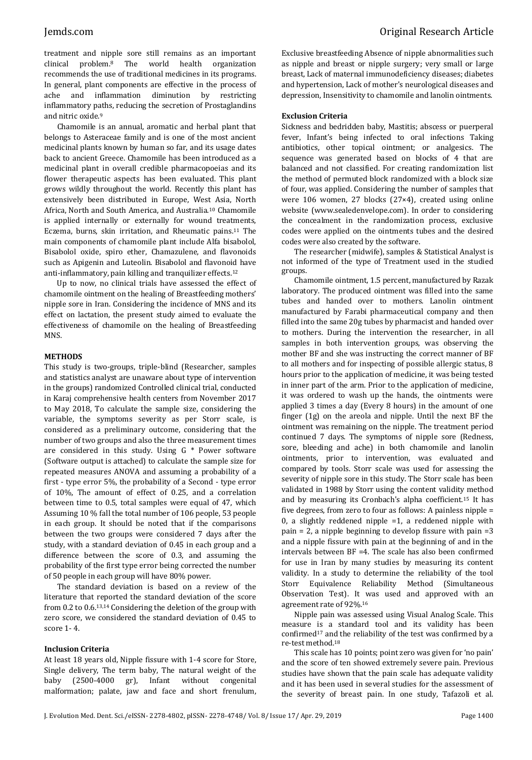treatment and nipple sore still remains as an important clinical problem.[8] The world health organization recommends the use of traditional medicines in its programs. In general, plant components are effective in the process of ache and inflammation diminution by restricting inflammatory paths, reducing the secretion of Prostaglandins and nitric oxide.[9]

Chamomile is an annual, aromatic and herbal plant that belongs to Asteraceae family and is one of the most ancient medicinal plants known by human so far, and its usage dates back to ancient Greece. Chamomile has been introduced as a medicinal plant in overall credible pharmacopoeias and its flower therapeutic aspects has been evaluated. This plant grows wildly throughout the world. Recently this plant has extensively been distributed in Europe, West Asia, North Africa, North and South America, and Australia.[10] Chamomile is applied internally or externally for wound treatments, Eczema, burns, skin irritation, and Rheumatic pains.[11] The main components of chamomile plant include Alfa bisabolol, Bisabolol oxide, spiro ether, Chamazulene, and flavonoids such as Apigenin and Luteolin. Bisabolol and flavonoid have anti-inflammatory, pain killing and tranquilizer effects.[12]

Up to now, no clinical trials have assessed the effect of chamomile ointment on the healing of Breastfeeding mothers' nipple sore in Iran. Considering the incidence of MNS and its effect on lactation, the present study aimed to evaluate the effectiveness of chamomile on the healing of Breastfeeding MNS.

## METHODS

This study is two-groups, triple-blind (Researcher, samples and statistics analyst are unaware about type of intervention in the groups) randomized Controlled clinical trial, conducted in Karaj comprehensive health centers from November 2017 to May 2018, To calculate the sample size, considering the variable, the symptoms severity as per Storr scale, is considered as a preliminary outcome, considering that the number of two groups and also the three measurement times are considered in this study. Using G * Power software (Software output is attached) to calculate the sample size for repeated measures ANOVA and assuming a probability of a first - type error 5%, the probability of a Second - type error of 10%, The amount of effect of 0.25, and a correlation between time to 0.5, total samples were equal of 47, which Assuming 10 % fall the total number of 106 people, 53 people in each group. It should be noted that if the comparisons between the two groups were considered 7 days after the study, with a standard deviation of 0.45 in each group and a difference between the score of 0.3, and assuming the probability of the first type error being corrected the number of 50 people in each group will have 80% power.

The standard deviation is based on a review of the literature that reported the standard deviation of the score from 0.2 to 0.6.[13,14] Considering the deletion of the group with zero score, we considered the standard deviation of 0.45 to score 1- 4.

### Inclusion Criteria

At least 18 years old, Nipple fissure with 1-4 score for Store, Single delivery, The term baby, The natural weight of the baby (2500-4000 gr), Infant without congenital malformation; palate, jaw and face and short frenulum, Exclusive breastfeeding Absence of nipple abnormalities such as nipple and breast or nipple surgery; very small or large breast, Lack of maternal immunodeficiency diseases; diabetes and hypertension, Lack of mother's neurological diseases and depression, Insensitivity to chamomile and lanolin ointments.

### Exclusion Criteria

Sickness and bedridden baby, Mastitis; abscess or puerperal fever, Infant's being infected to oral infections Taking antibiotics, other topical ointment; or analgesics. The sequence was generated based on blocks of 4 that are balanced and not classified. For creating randomization list the method of permuted block randomized with a block size of four, was applied. Considering the number of samples that were 106 women, 27 blocks (27×4), created using online website (www.sealedenvelope.com). In order to considering the concealment in the randomization process, exclusive codes were applied on the ointments tubes and the desired codes were also created by the software.

The researcher (midwife), samples & Statistical Analyst is not informed of the type of Treatment used in the studied groups.

Chamomile ointment, 1.5 percent, manufactured by Razak laboratory. The produced ointment was filled into the same tubes and handed over to mothers. Lanolin ointment manufactured by Farabi pharmaceutical company and then filled into the same 20g tubes by pharmacist and handed over to mothers. During the intervention the researcher, in all samples in both intervention groups, was observing the mother BF and she was instructing the correct manner of BF to all mothers and for inspecting of possible allergic status, 8 hours prior to the application of medicine, it was being tested in inner part of the arm. Prior to the application of medicine, it was ordered to wash up the hands, the ointments were applied 3 times a day (Every 8 hours) in the amount of one finger (1g) on the areola and nipple. Until the next BF the ointment was remaining on the nipple. The treatment period continued 7 days. The symptoms of nipple sore (Redness, sore, bleeding and ache) in both chamomile and lanolin ointments, prior to intervention, was evaluated and compared by tools. Storr scale was used for assessing the severity of nipple sore in this study. The Storr scale has been validated in 1988 by Storr using the content validity method and by measuring its Cronbach's alpha coefficient.[15] It has five degrees, from zero to four as follows: A painless nipple = 0, a slightly reddened nipple =1, a reddened nipple with pain = 2, a nipple beginning to develop fissure with pain =3 and a nipple fissure with pain at the beginning of and in the intervals between BF =4. The scale has also been confirmed for use in Iran by many studies by measuring its content validity. In a study to determine the reliability of the tool Storr Equivalence Reliability Method (Simultaneous Observation Test). It was used and approved with an agreement rate of 92%.[16]

Nipple pain was assessed using Visual Analog Scale. This measure is a standard tool and its validity has been confirmed[17] and the reliability of the test was confirmed by a re-test method.[18]

This scale has 10 points; point zero was given for 'no pain' and the score of ten showed extremely severe pain. Previous studies have shown that the pain scale has adequate validity and it has been used in several studies for the assessment of the severity of breast pain. In one study, Tafazoli et al.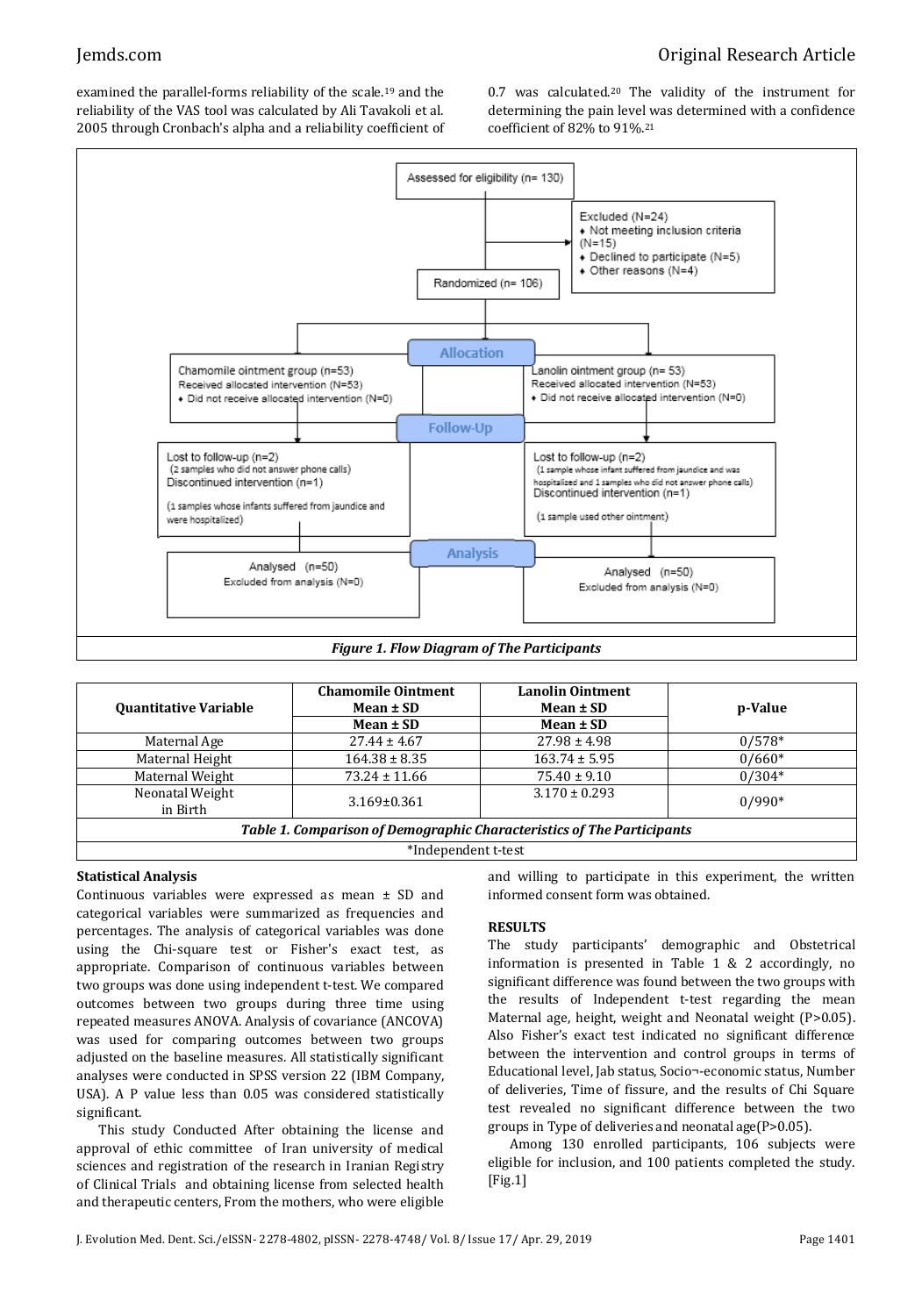examined the parallel-forms reliability of the scale.[19] and the reliability of the VAS tool was calculated by Ali Tavakoli et al. 2005 through Cronbach's alpha and a reliability coefficient of 0.7 was calculated.[20] The validity of the instrument for determining the pain level was determined with a confidence coefficient of 82% to 91%.[21]

Assessed for eligibility (n= 130)

Excluded (N=24)
- Not meeting inclusion criteria (N=15)
- Declined to participate (N=5)
- Other reasons (N=4)

Randomized (n= 106)

**Allocation**

Chamomile ointment group (n=53)
Received allocated intervention (N=53)
- Did not receive allocated intervention (N=0)

Lanolin ointment group (n= 53)
Received allocated intervention (N=53)
- Did not receive allocated intervention (N=0)

**Follow-Up**

Lost to follow-up (n=2)
(2 samples who did not answer phone calls)
Discontinued intervention (n=1)
(1 samples whose infants suffered from jaundice and were hospitalized)

Lost to follow-up (n=2)
(1 sample whose infant suffered from jaundice and was hospitalized and 1 samples who did not answer phone calls)
Discontinued intervention (n=1)
(1 sample used other ointment)

**Analysis**

Analysed (n=50)
Excluded from analysis (N=0)

Analysed (n=50)
Excluded from analysis (N=0)

*Figure 1. Flow Diagram of The Participants*

| Quantitative Variable | Chamomile Ointment Mean ± SD | Lanolin Ointment Mean ± SD | p-Value |
|---|---|---|---|
| | Mean ± SD | Mean ± SD | |
| Maternal Age | 27.44 ± 4.67 | 27.98 ± 4.98 | 0/578* |
| Maternal Height | 164.38 ± 8.35 | 163.74 ± 5.95 | 0/660* |
| Maternal Weight | 73.24 ± 11.66 | 75.40 ± 9.10 | 0/304* |
| Neonatal Weight in Birth | 3.169±0.361 | 3.170 ± 0.293 | 0/990* |

*Table 1. Comparison of Demographic Characteristics of The Participants*

*Independent t-test

### Statistical Analysis

Continuous variables were expressed as mean ± SD and categorical variables were summarized as frequencies and percentages. The analysis of categorical variables was done using the Chi-square test or Fisher's exact test, as appropriate. Comparison of continuous variables between two groups was done using independent t-test. We compared outcomes between two groups during three time using repeated measures ANOVA. Analysis of covariance (ANCOVA) was used for comparing outcomes between two groups adjusted on the baseline measures. All statistically significant analyses were conducted in SPSS version 22 (IBM Company, USA). A P value less than 0.05 was considered statistically significant.

This study Conducted After obtaining the license and approval of ethic committee of Iran university of medical sciences and registration of the research in Iranian Registry of Clinical Trials and obtaining license from selected health and therapeutic centers, From the mothers, who were eligible and willing to participate in this experiment, the written informed consent form was obtained.

### RESULTS

The study participants' demographic and Obstetrical information is presented in Table 1 & 2 accordingly, no significant difference was found between the two groups with the results of Independent t-test regarding the mean Maternal age, height, weight and Neonatal weight (P>0.05). Also Fisher's exact test indicated no significant difference between the intervention and control groups in terms of Educational level, Jab status, Socio¬-economic status, Number of deliveries, Time of fissure, and the results of Chi Square test revealed no significant difference between the two groups in Type of deliveries and neonatal age(P>0.05).

Among 130 enrolled participants, 106 subjects were eligible for inclusion, and 100 patients completed the study. [Fig.1]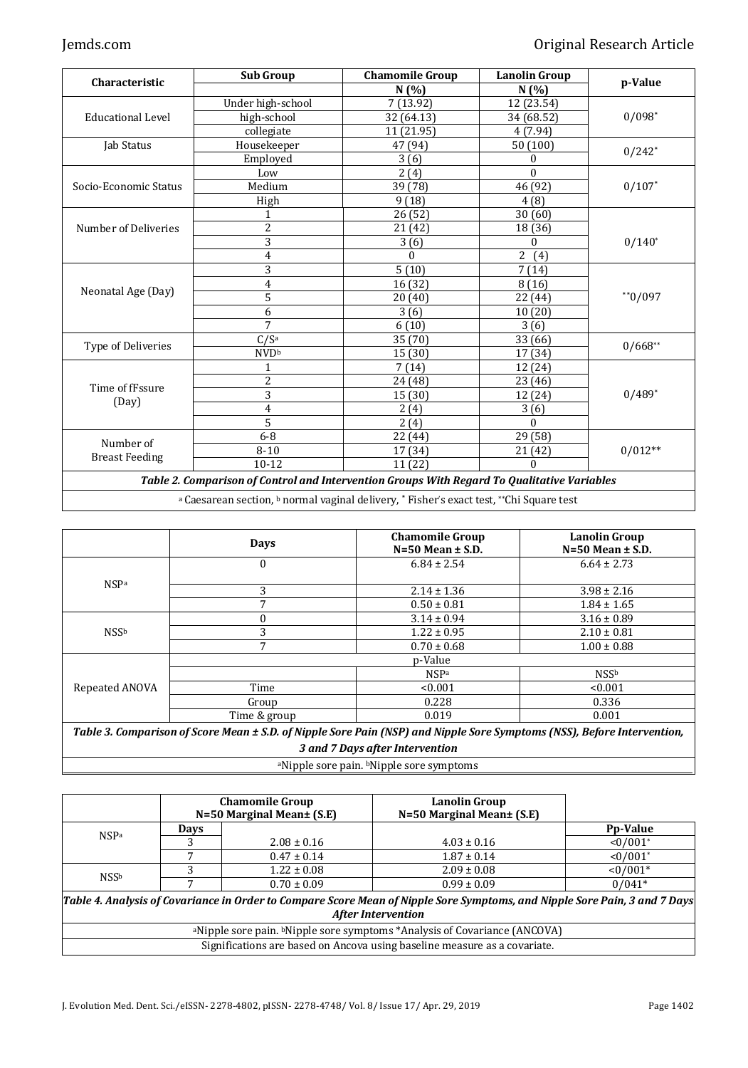| Characteristic | Sub Group | Chamomile Group | Lanolin Group | p-Value |
|---|---|---|---|---|
| | | N (%) | N (%) | |
| Educational Level | Under high-school | 7 (13.92) | 12 (23.54) | 0/098* |
| | high-school | 32 (64.13) | 34 (68.52) | |
| | collegiate | 11 (21.95) | 4 (7.94) | |
| Jab Status | Housekeeper | 47 (94) | 50 (100) | 0/242* |
| | Employed | 3 (6) | 0 | |
| Socio-Economic Status | Low | 2 (4) | 0 | 0/107* |
| | Medium | 39 (78) | 46 (92) | |
| | High | 9 (18) | 4 (8) | |
| Number of Deliveries | 1 | 26 (52) | 30 (60) | 0/140* |
| | 2 | 21 (42) | 18 (36) | |
| | 3 | 3 (6) | 0 | |
| | 4 | 0 | 2 (4) | |
| Neonatal Age (Day) | 3 | 5 (10) | 7 (14) | **0/097 |
| | 4 | 16 (32) | 8 (16) | |
| | 5 | 20 (40) | 22 (44) | |
| | 6 | 3 (6) | 10 (20) | |
| | 7 | 6 (10) | 3 (6) | |
| Type of Deliveries | C/S[a] | 35 (70) | 33 (66) | 0/668** |
| | NVD[b] | 15 (30) | 17 (34) | |
| Time of fFssure (Day) | 1 | 7 (14) | 12 (24) | 0/489* |
| | 2 | 24 (48) | 23 (46) | |
| | 3 | 15 (30) | 12 (24) | |
| | 4 | 2 (4) | 3 (6) | |
| | 5 | 2 (4) | 0 | |
| Number of Breast Feeding | 6-8 | 22 (44) | 29 (58) | 0/012** |
| | 8-10 | 17 (34) | 21 (42) | |
| | 10-12 | 11 (22) | 0 | |

***Table 2. Comparison of Control and Intervention Groups With Regard To Qualitative Variables***

[a] Caesarean section, [b] normal vaginal delivery, * Fisher's exact test, **Chi Square test

| | Days | Chamomile Group N=50 Mean ± S.D. | Lanolin Group N=50 Mean ± S.D. |
|---|---|---|---|
| NSP[a] | 0 | 6.84 ± 2.54 | 6.64 ± 2.73 |
| | 3 | 2.14 ± 1.36 | 3.98 ± 2.16 |
| | 7 | 0.50 ± 0.81 | 1.84 ± 1.65 |
| NSS[b] | 0 | 3.14 ± 0.94 | 3.16 ± 0.89 |
| | 3 | 1.22 ± 0.95 | 2.10 ± 0.81 |
| | 7 | 0.70 ± 0.68 | 1.00 ± 0.88 |
| Repeated ANOVA | | p-Value | |
| | | NSP[a] | NSS[b] |
| | Time | <0.001 | <0.001 |
| | Group | 0.228 | 0.336 |
| | Time & group | 0.019 | 0.001 |

***Table 3. Comparison of Score Mean ± S.D. of Nipple Sore Pain (NSP) and Nipple Sore Symptoms (NSS), Before Intervention, 3 and 7 Days after Intervention***

[a]Nipple sore pain. [b]Nipple sore symptoms

| | | Chamomile Group N=50 Marginal Mean± (S.E) | Lanolin Group N=50 Marginal Mean± (S.E) | |
|---|---|---|---|---|
| NSP[a] | Days | | | Pp-Value |
| | 3 | 2.08 ± 0.16 | 4.03 ± 0.16 | <0/001* |
| | 7 | 0.47 ± 0.14 | 1.87 ± 0.14 | <0/001* |
| NSS[b] | 3 | 1.22 ± 0.08 | 2.09 ± 0.08 | <0/001* |
| | 7 | 0.70 ± 0.09 | 0.99 ± 0.09 | 0/041* |

***Table 4. Analysis of Covariance in Order to Compare Score Mean of Nipple Sore Symptoms, and Nipple Sore Pain, 3 and 7 Days After Intervention***

[a]Nipple sore pain. [b]Nipple sore symptoms *Analysis of Covariance (ANCOVA)

Significations are based on Ancova using baseline measure as a covariate.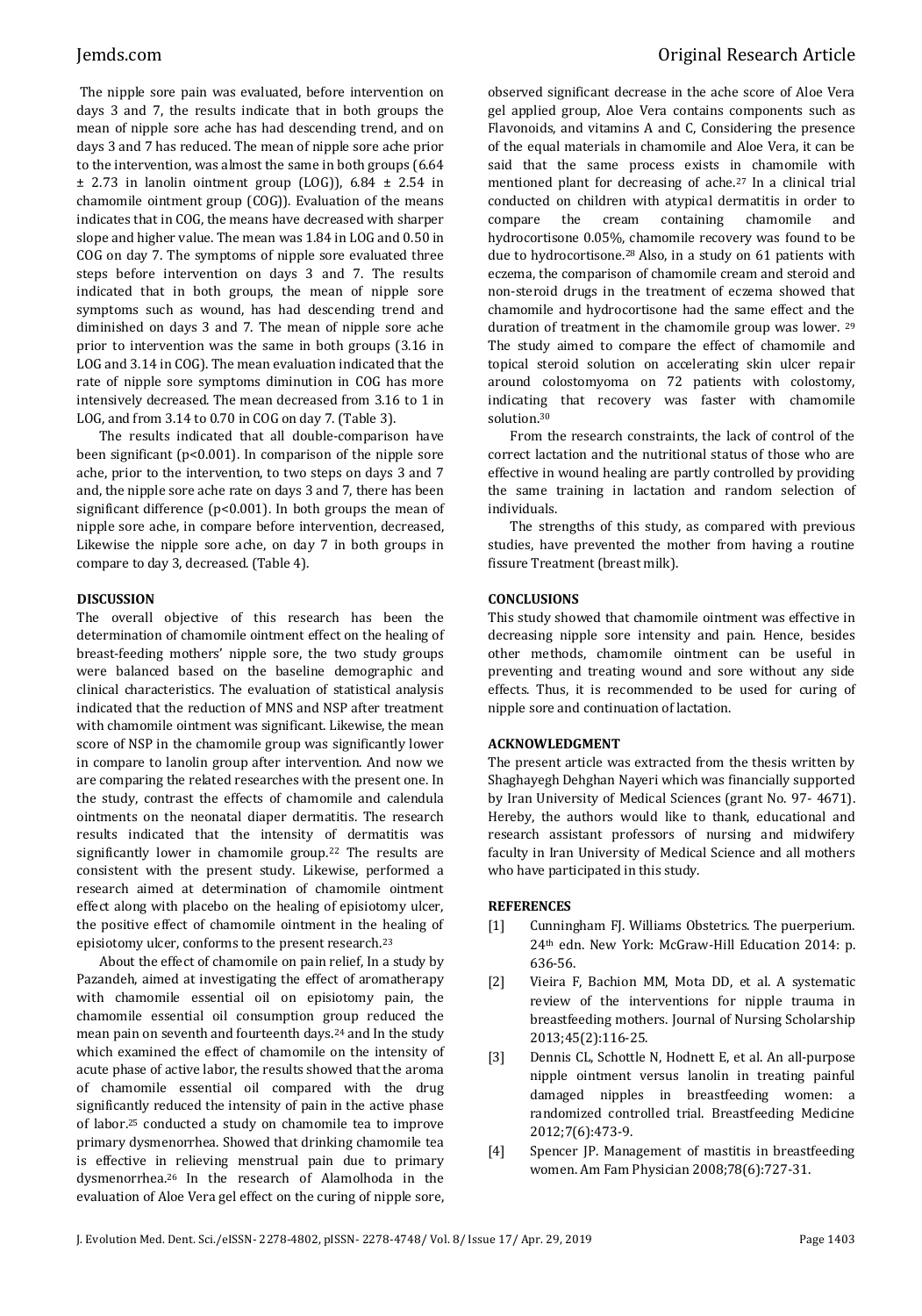The nipple sore pain was evaluated, before intervention on days 3 and 7, the results indicate that in both groups the mean of nipple sore ache has had descending trend, and on days 3 and 7 has reduced. The mean of nipple sore ache prior to the intervention, was almost the same in both groups (6.64 ± 2.73 in lanolin ointment group (LOG)), 6.84 ± 2.54 in chamomile ointment group (COG)). Evaluation of the means indicates that in COG, the means have decreased with sharper slope and higher value. The mean was 1.84 in LOG and 0.50 in COG on day 7. The symptoms of nipple sore evaluated three steps before intervention on days 3 and 7. The results indicated that in both groups, the mean of nipple sore symptoms such as wound, has had descending trend and diminished on days 3 and 7. The mean of nipple sore ache prior to intervention was the same in both groups (3.16 in LOG and 3.14 in COG). The mean evaluation indicated that the rate of nipple sore symptoms diminution in COG has more intensively decreased. The mean decreased from 3.16 to 1 in LOG, and from 3.14 to 0.70 in COG on day 7. (Table 3).

The results indicated that all double-comparison have been significant ($p<0.001$). In comparison of the nipple sore ache, prior to the intervention, to two steps on days 3 and 7 and, the nipple sore ache rate on days 3 and 7, there has been significant difference ($p<0.001$). In both groups the mean of nipple sore ache, in compare before intervention, decreased, Likewise the nipple sore ache, on day 7 in both groups in compare to day 3, decreased. (Table 4).

## DISCUSSION

The overall objective of this research has been the determination of chamomile ointment effect on the healing of breast-feeding mothers' nipple sore, the two study groups were balanced based on the baseline demographic and clinical characteristics. The evaluation of statistical analysis indicated that the reduction of MNS and NSP after treatment with chamomile ointment was significant. Likewise, the mean score of NSP in the chamomile group was significantly lower in compare to lanolin group after intervention. And now we are comparing the related researches with the present one. In the study, contrast the effects of chamomile and calendula ointments on the neonatal diaper dermatitis. The research results indicated that the intensity of dermatitis was significantly lower in chamomile group.[22] The results are consistent with the present study. Likewise, performed a research aimed at determination of chamomile ointment effect along with placebo on the healing of episiotomy ulcer, the positive effect of chamomile ointment in the healing of episiotomy ulcer, conforms to the present research.[23]

About the effect of chamomile on pain relief, In a study by Pazandeh, aimed at investigating the effect of aromatherapy with chamomile essential oil on episiotomy pain, the chamomile essential oil consumption group reduced the mean pain on seventh and fourteenth days.[24] and In the study which examined the effect of chamomile on the intensity of acute phase of active labor, the results showed that the aroma of chamomile essential oil compared with the drug significantly reduced the intensity of pain in the active phase of labor.[25] conducted a study on chamomile tea to improve primary dysmenorrhea. Showed that drinking chamomile tea is effective in relieving menstrual pain due to primary dysmenorrhea.[26] In the research of Alamolhoda in the evaluation of Aloe Vera gel effect on the curing of nipple sore, observed significant decrease in the ache score of Aloe Vera gel applied group, Aloe Vera contains components such as Flavonoids, and vitamins A and C, Considering the presence of the equal materials in chamomile and Aloe Vera, it can be said that the same process exists in chamomile with mentioned plant for decreasing of ache.[27] In a clinical trial conducted on children with atypical dermatitis in order to compare the cream containing chamomile and hydrocortisone 0.05%, chamomile recovery was found to be due to hydrocortisone.[28] Also, in a study on 61 patients with eczema, the comparison of chamomile cream and steroid and non-steroid drugs in the treatment of eczema showed that chamomile and hydrocortisone had the same effect and the duration of treatment in the chamomile group was lower. [29] The study aimed to compare the effect of chamomile and topical steroid solution on accelerating skin ulcer repair around colostomyoma on 72 patients with colostomy, indicating that recovery was faster with chamomile solution.[30]

From the research constraints, the lack of control of the correct lactation and the nutritional status of those who are effective in wound healing are partly controlled by providing the same training in lactation and random selection of individuals.

The strengths of this study, as compared with previous studies, have prevented the mother from having a routine fissure Treatment (breast milk).

## CONCLUSIONS

This study showed that chamomile ointment was effective in decreasing nipple sore intensity and pain. Hence, besides other methods, chamomile ointment can be useful in preventing and treating wound and sore without any side effects. Thus, it is recommended to be used for curing of nipple sore and continuation of lactation.

## ACKNOWLEDGMENT

The present article was extracted from the thesis written by Shaghayegh Dehghan Nayeri which was financially supported by Iran University of Medical Sciences (grant No. 97- 4671). Hereby, the authors would like to thank, educational and research assistant professors of nursing and midwifery faculty in Iran University of Medical Science and all mothers who have participated in this study.

## REFERENCES

[1] Cunningham FJ. Williams Obstetrics. The puerperium. 24th edn. New York: McGraw-Hill Education 2014: p. 636-56.

[2] Vieira F, Bachion MM, Mota DD, et al. A systematic review of the interventions for nipple trauma in breastfeeding mothers. Journal of Nursing Scholarship 2013;45(2):116-25.

[3] Dennis CL, Schottle N, Hodnett E, et al. An all-purpose nipple ointment versus lanolin in treating painful damaged nipples in breastfeeding women: a randomized controlled trial. Breastfeeding Medicine 2012;7(6):473-9.

[4] Spencer JP. Management of mastitis in breastfeeding women. Am Fam Physician 2008;78(6):727-31.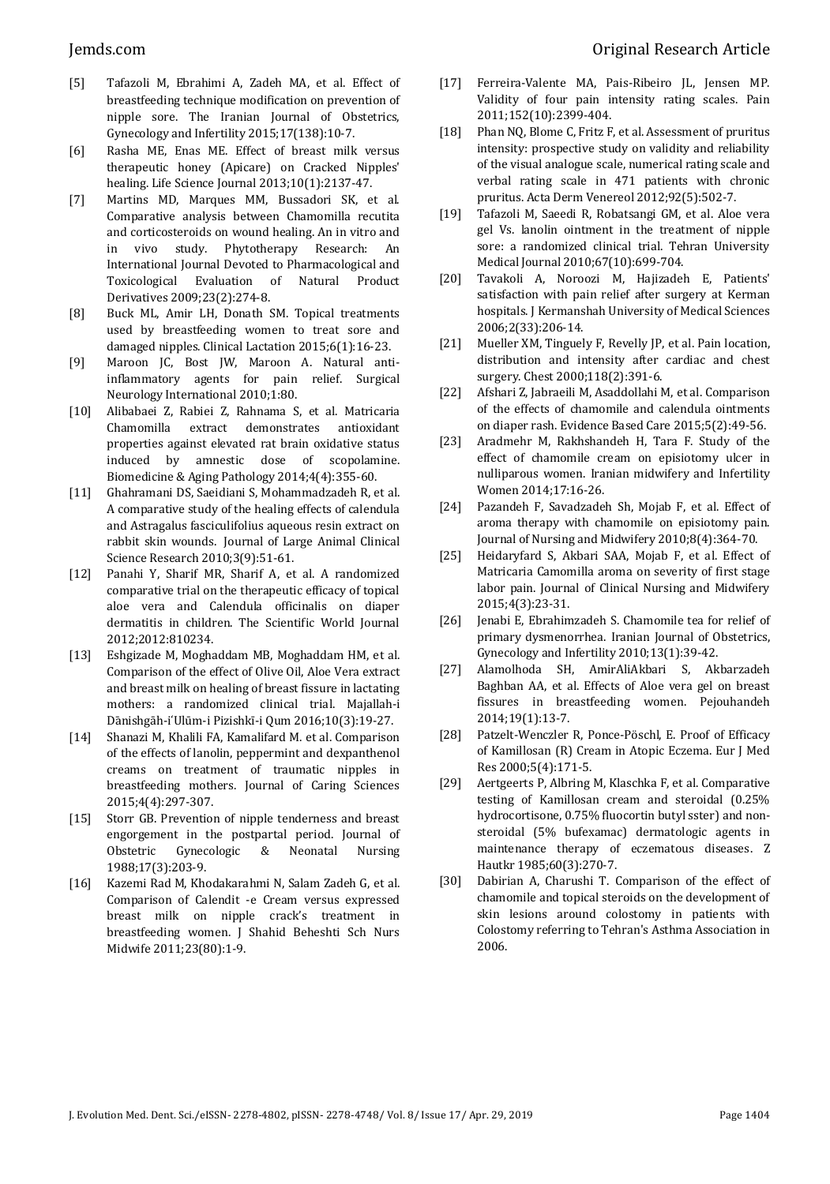[5] Tafazoli M, Ebrahimi A, Zadeh MA, et al. Effect of breastfeeding technique modification on prevention of nipple sore. The Iranian Journal of Obstetrics, Gynecology and Infertility 2015;17(138):10-7.

[6] Rasha ME, Enas ME. Effect of breast milk versus therapeutic honey (Apicare) on Cracked Nipples' healing. Life Science Journal 2013;10(1):2137-47.

[7] Martins MD, Marques MM, Bussadori SK, et al. Comparative analysis between Chamomilla recutita and corticosteroids on wound healing. An in vitro and in vivo study. Phytotherapy Research: An International Journal Devoted to Pharmacological and Toxicological Evaluation of Natural Product Derivatives 2009;23(2):274-8.

[8] Buck ML, Amir LH, Donath SM. Topical treatments used by breastfeeding women to treat sore and damaged nipples. Clinical Lactation 2015;6(1):16-23.

[9] Maroon JC, Bost JW, Maroon A. Natural anti-inflammatory agents for pain relief. Surgical Neurology International 2010;1:80.

[10] Alibabaei Z, Rabiei Z, Rahnama S, et al. Matricaria Chamomilla extract demonstrates antioxidant properties against elevated rat brain oxidative status induced by amnestic dose of scopolamine. Biomedicine & Aging Pathology 2014;4(4):355-60.

[11] Ghahramani DS, Saeidiani S, Mohammadzadeh R, et al. A comparative study of the healing effects of calendula and Astragalus fasciculifolius aqueous resin extract on rabbit skin wounds. Journal of Large Animal Clinical Science Research 2010;3(9):51-61.

[12] Panahi Y, Sharif MR, Sharif A, et al. A randomized comparative trial on the therapeutic efficacy of topical aloe vera and Calendula officinalis on diaper dermatitis in children. The Scientific World Journal 2012;2012:810234.

[13] Eshgizade M, Moghaddam MB, Moghaddam HM, et al. Comparison of the effect of Olive Oil, Aloe Vera extract and breast milk on healing of breast fissure in lactating mothers: a randomized clinical trial. Majallah-i Dānishgāh-iʿUlūm-i Pizishkī-i Qum 2016;10(3):19-27.

[14] Shanazi M, Khalili FA, Kamalifard M. et al. Comparison of the effects of lanolin, peppermint and dexpanthenol creams on treatment of traumatic nipples in breastfeeding mothers. Journal of Caring Sciences 2015;4(4):297-307.

[15] Storr GB. Prevention of nipple tenderness and breast engorgement in the postpartal period. Journal of Obstetric Gynecologic & Neonatal Nursing 1988;17(3):203-9.

[16] Kazemi Rad M, Khodakarahmi N, Salam Zadeh G, et al. Comparison of Calendit -e Cream versus expressed breast milk on nipple crack's treatment in breastfeeding women. J Shahid Beheshti Sch Nurs Midwife 2011;23(80):1-9.

[17] Ferreira-Valente MA, Pais-Ribeiro JL, Jensen MP. Validity of four pain intensity rating scales. Pain 2011;152(10):2399-404.

[18] Phan NQ, Blome C, Fritz F, et al. Assessment of pruritus intensity: prospective study on validity and reliability of the visual analogue scale, numerical rating scale and verbal rating scale in 471 patients with chronic pruritus. Acta Derm Venereol 2012;92(5):502-7.

[19] Tafazoli M, Saeedi R, Robatsangi GM, et al. Aloe vera gel Vs. lanolin ointment in the treatment of nipple sore: a randomized clinical trial. Tehran University Medical Journal 2010;67(10):699-704.

[20] Tavakoli A, Noroozi M, Hajizadeh E, Patients' satisfaction with pain relief after surgery at Kerman hospitals. J Kermanshah University of Medical Sciences 2006;2(33):206-14.

[21] Mueller XM, Tinguely F, Revelly JP, et al. Pain location, distribution and intensity after cardiac and chest surgery. Chest 2000;118(2):391-6.

[22] Afshari Z, Jabraeili M, Asaddollahi M, et al. Comparison of the effects of chamomile and calendula ointments on diaper rash. Evidence Based Care 2015;5(2):49-56.

[23] Aradmehr M, Rakhshandeh H, Tara F. Study of the effect of chamomile cream on episiotomy ulcer in nulliparous women. Iranian midwifery and Infertility Women 2014;17:16-26.

[24] Pazandeh F, Savadzadeh Sh, Mojab F, et al. Effect of aroma therapy with chamomile on episiotomy pain. Journal of Nursing and Midwifery 2010;8(4):364-70.

[25] Heidaryfard S, Akbari SAA, Mojab F, et al. Effect of Matricaria Camomilla aroma on severity of first stage labor pain. Journal of Clinical Nursing and Midwifery 2015;4(3):23-31.

[26] Jenabi E, Ebrahimzadeh S. Chamomile tea for relief of primary dysmenorrhea. Iranian Journal of Obstetrics, Gynecology and Infertility 2010;13(1):39-42.

[27] Alamolhoda SH, AmirAliAkbari S, Akbarzadeh Baghban AA, et al. Effects of Aloe vera gel on breast fissures in breastfeeding women. Pejouhandeh 2014;19(1):13-7.

[28] Patzelt-Wenczler R, Ponce-Pöschl, E. Proof of Efficacy of Kamillosan (R) Cream in Atopic Eczema. Eur J Med Res 2000;5(4):171-5.

[29] Aertgeerts P, Albring M, Klaschka F, et al. Comparative testing of Kamillosan cream and steroidal (0.25% hydrocortisone, 0.75% fluocortin butyl sster) and non-steroidal (5% bufexamac) dermatologic agents in maintenance therapy of eczematous diseases. Z Hautkr 1985;60(3):270-7.

[30] Dabirian A, Charushi T. Comparison of the effect of chamomile and topical steroids on the development of skin lesions around colostomy in patients with Colostomy referring to Tehran's Asthma Association in 2006.